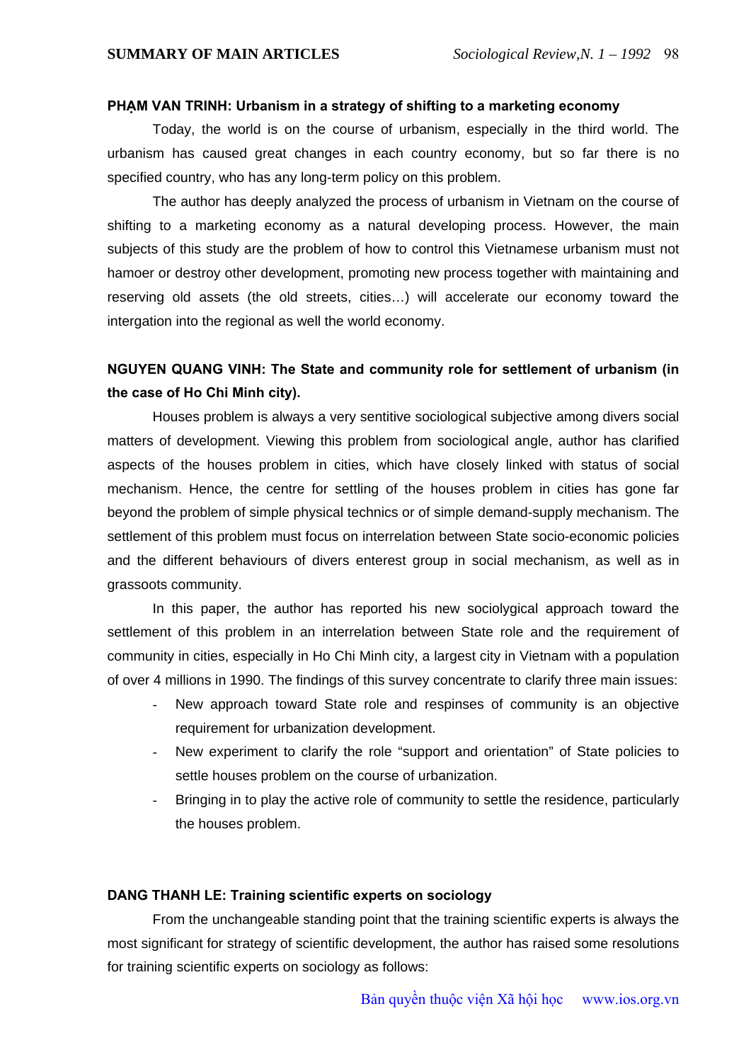**PHẠM VAN TRINH: Urbanism in a strategy of shifting to a marketing economy**

Today, the world is on the course of urbanism, especially in the third world. The urbanism has caused great changes in each country economy, but so far there is no specified country, who has any long-term policy on this problem.

The author has deeply analyzed the process of urbanism in Vietnam on the course of shifting to a marketing economy as a natural developing process. However, the main subjects of this study are the problem of how to control this Vietnamese urbanism must not hamoer or destroy other development, promoting new process together with maintaining and reserving old assets (the old streets, cities…) will accelerate our economy toward the intergation into the regional as well the world economy.

**NGUYEN QUANG VINH: The State and community role for settlement of urbanism (in the case of Ho Chi Minh city).**

Houses problem is always a very sentitive sociological subjective among divers social matters of development. Viewing this problem from sociological angle, author has clarified aspects of the houses problem in cities, which have closely linked with status of social mechanism. Hence, the centre for settling of the houses problem in cities has gone far beyond the problem of simple physical technics or of simple demand-supply mechanism. The settlement of this problem must focus on interrelation between State socio-economic policies and the different behaviours of divers enterest group in social mechanism, as well as in grassoots community.

In this paper, the author has reported his new sociolygical approach toward the settlement of this problem in an interrelation between State role and the requirement of community in cities, especially in Ho Chi Minh city, a largest city in Vietnam with a population of over 4 millions in 1990. The findings of this survey concentrate to clarify three main issues:

- New approach toward State role and respinses of community is an objective requirement for urbanization development.
- New experiment to clarify the role “support and orientation” of State policies to settle houses problem on the course of urbanization.
- Bringing in to play the active role of community to settle the residence, particularly the houses problem.

**DANG THANH LE: Training scientific experts on sociology**

From the unchangeable standing point that the training scientific experts is always the most significant for strategy of scientific development, the author has raised some resolutions for training scientific experts on sociology as follows: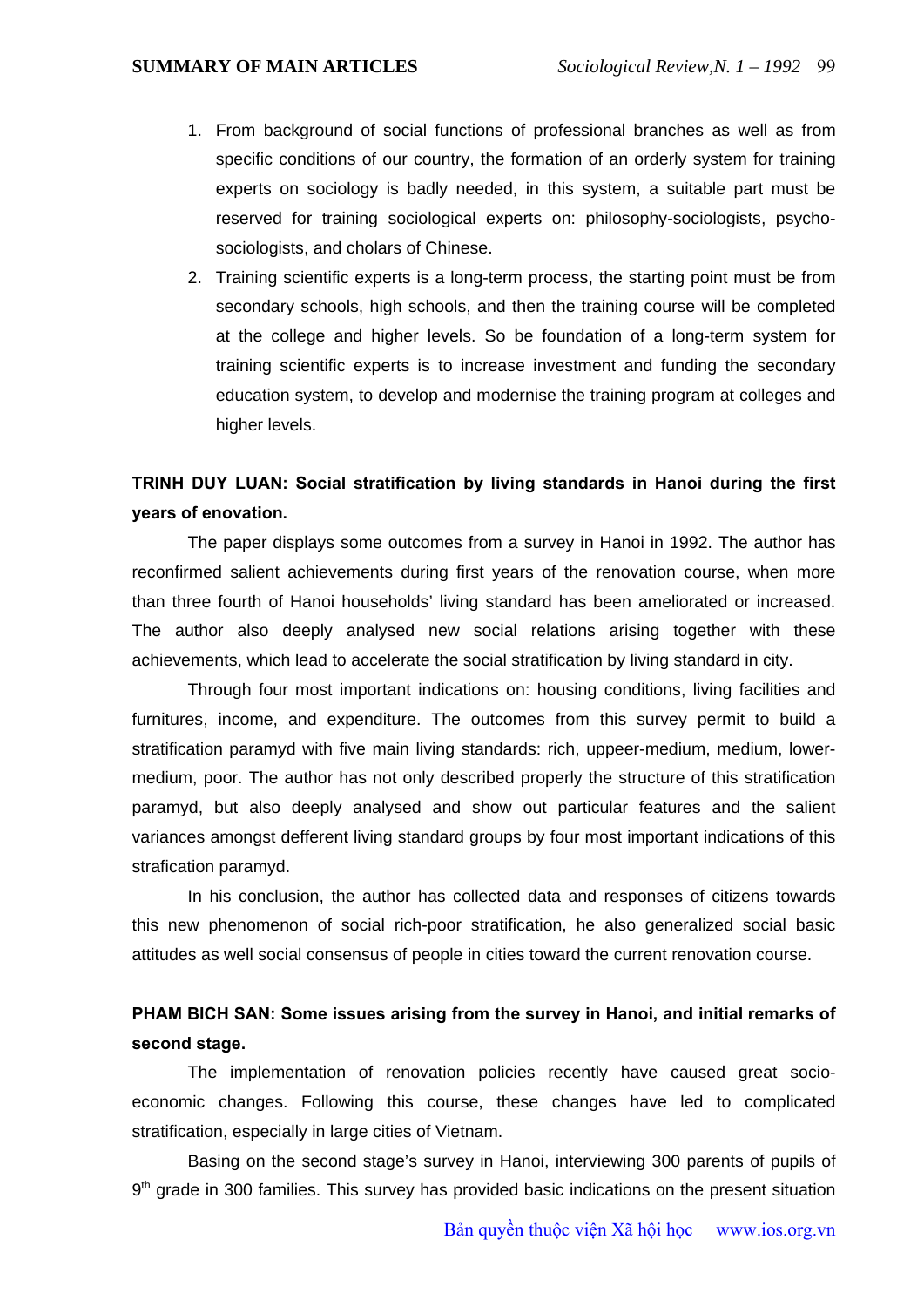1. From background of social functions of professional branches as well as from specific conditions of our country, the formation of an orderly system for training experts on sociology is badly needed, in this system, a suitable part must be reserved for training sociological experts on: philosophy-sociologists, psycho-sociologists, and cholars of Chinese.
2. Training scientific experts is a long-term process, the starting point must be from secondary schools, high schools, and then the training course will be completed at the college and higher levels. So be foundation of a long-term system for training scientific experts is to increase investment and funding the secondary education system, to develop and modernise the training program at colleges and higher levels.

**TRINH DUY LUAN: Social stratification by living standards in Hanoi during the first years of enovation.**

The paper displays some outcomes from a survey in Hanoi in 1992. The author has reconfirmed salient achievements during first years of the renovation course, when more than three fourth of Hanoi households' living standard has been ameliorated or increased. The author also deeply analysed new social relations arising together with these achievements, which lead to accelerate the social stratification by living standard in city.

Through four most important indications on: housing conditions, living facilities and furnitures, income, and expenditure. The outcomes from this survey permit to build a stratification paramyd with five main living standards: rich, uppeer-medium, medium, lower-medium, poor. The author has not only described properly the structure of this stratification paramyd, but also deeply analysed and show out particular features and the salient variances amongst defferent living standard groups by four most important indications of this strafication paramyd.

In his conclusion, the author has collected data and responses of citizens towards this new phenomenon of social rich-poor stratification, he also generalized social basic attitudes as well social consensus of people in cities toward the current renovation course.

**PHAM BICH SAN: Some issues arising from the survey in Hanoi, and initial remarks of second stage.**

The implementation of renovation policies recently have caused great socio-economic changes. Following this course, these changes have led to complicated stratification, especially in large cities of Vietnam.

Basing on the second stage's survey in Hanoi, interviewing 300 parents of pupils of 9th grade in 300 families. This survey has provided basic indications on the present situation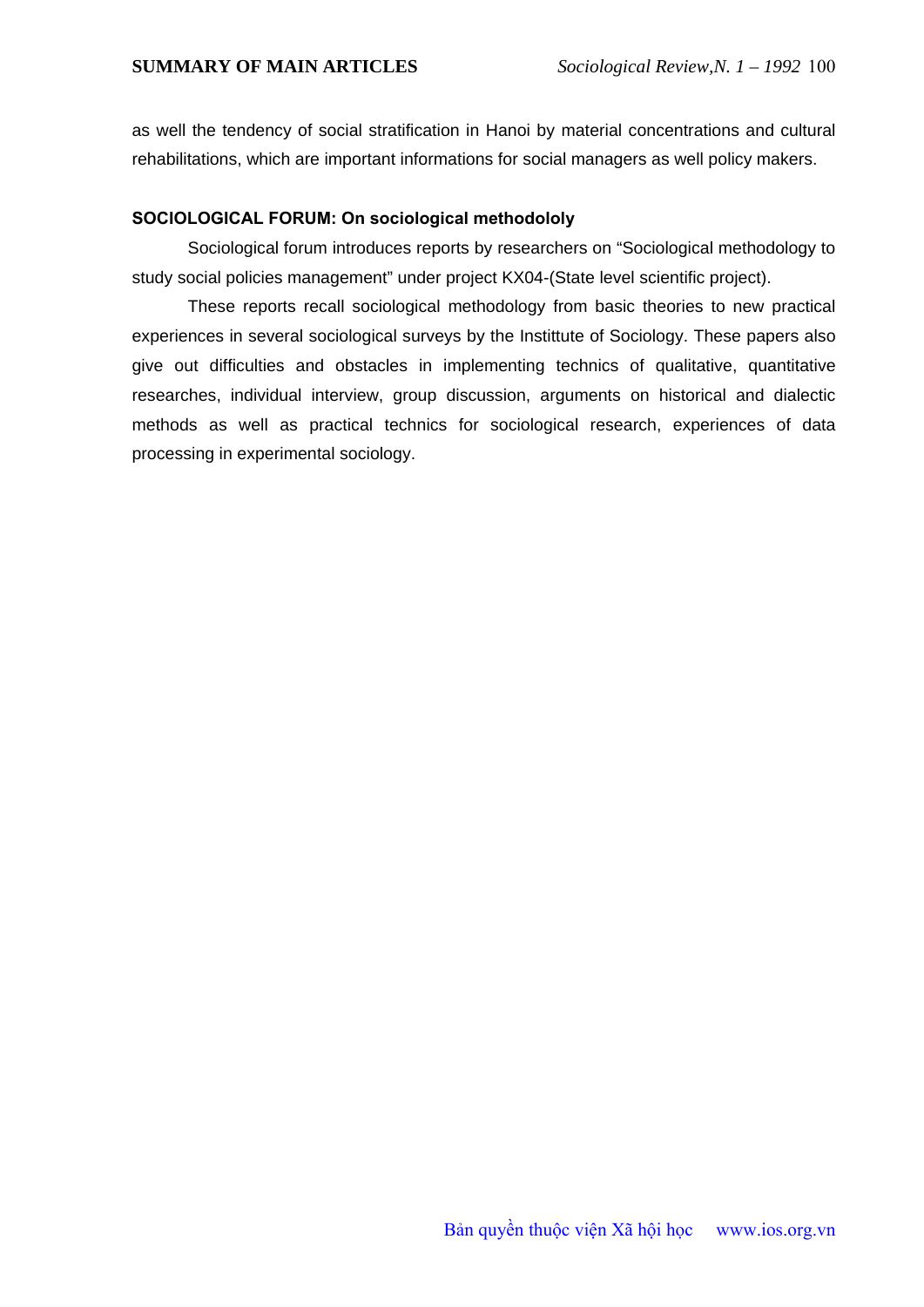as well the tendency of social stratification in Hanoi by material concentrations and cultural rehabilitations, which are important informations for social managers as well policy makers.

**SOCIOLOGICAL FORUM: On sociological methodololy**

Sociological forum introduces reports by researchers on "Sociological methodology to study social policies management" under project KX04-(State level scientific project).

These reports recall sociological methodology from basic theories to new practical experiences in several sociological surveys by the Instittute of Sociology. These papers also give out difficulties and obstacles in implementing technics of qualitative, quantitative researches, individual interview, group discussion, arguments on historical and dialectic methods as well as practical technics for sociological research, experiences of data processing in experimental sociology.